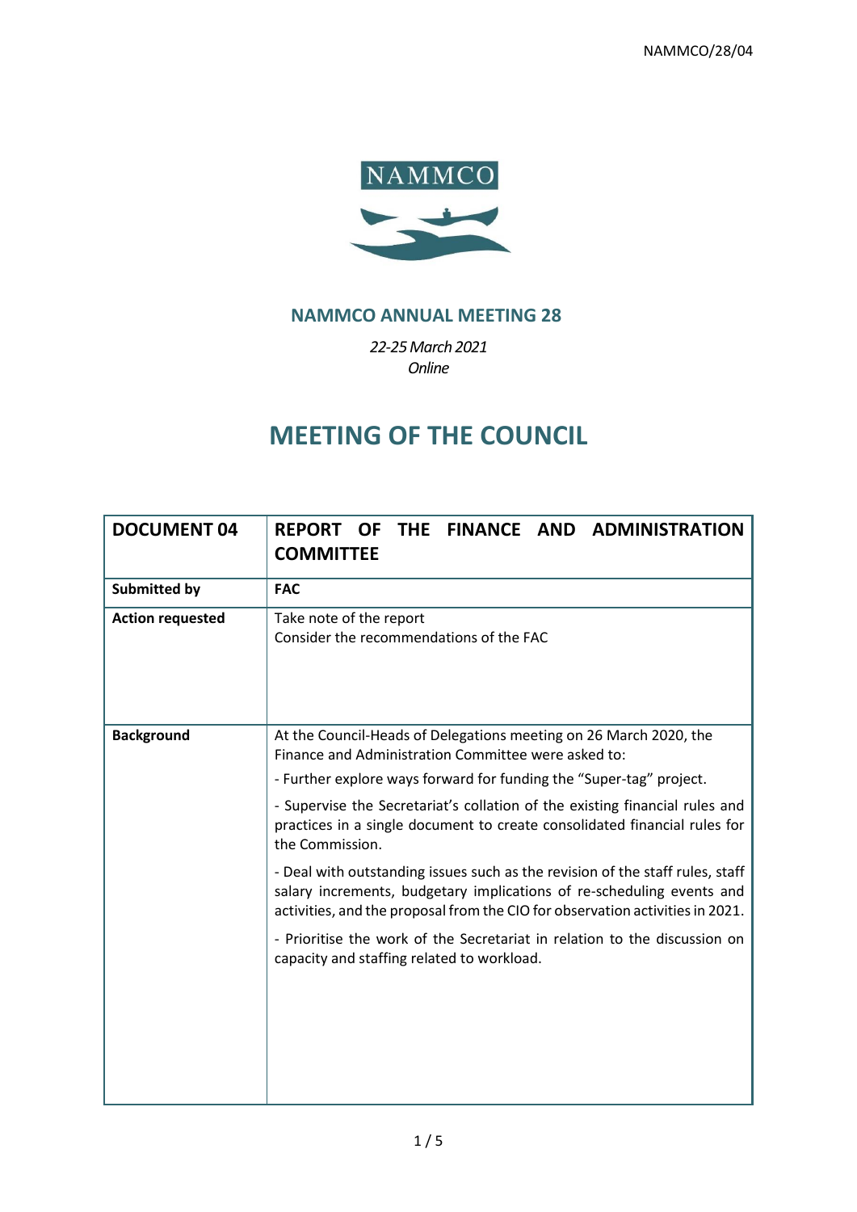NAMMCO/28/04

NAMMCO

## NAMMCO ANNUAL MEETING 28

*22-25 March 2021*
*Online*

# MEETING OF THE COUNCIL

| **DOCUMENT 04** | **REPORT OF THE FINANCE AND ADMINISTRATION COMMITTEE** |
|---|---|
| **Submitted by** | **FAC** |
| **Action requested** | Take note of the report<br>Consider the recommendations of the FAC |
| **Background** | At the Council-Heads of Delegations meeting on 26 March 2020, the Finance and Administration Committee were asked to:<br>- Further explore ways forward for funding the "Super-tag" project.<br>- Supervise the Secretariat's collation of the existing financial rules and practices in a single document to create consolidated financial rules for the Commission.<br>- Deal with outstanding issues such as the revision of the staff rules, staff salary increments, budgetary implications of re-scheduling events and activities, and the proposal from the CIO for observation activities in 2021.<br>- Prioritise the work of the Secretariat in relation to the discussion on capacity and staffing related to workload. |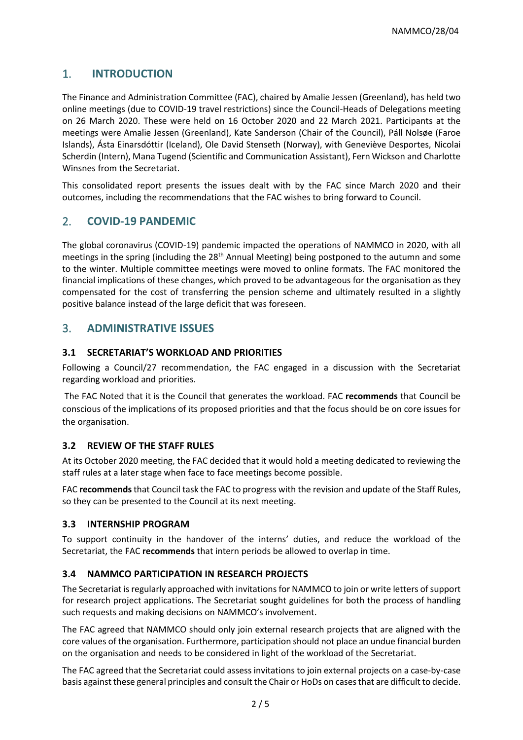## 1. INTRODUCTION

The Finance and Administration Committee (FAC), chaired by Amalie Jessen (Greenland), has held two online meetings (due to COVID-19 travel restrictions) since the Council-Heads of Delegations meeting on 26 March 2020. These were held on 16 October 2020 and 22 March 2021. Participants at the meetings were Amalie Jessen (Greenland), Kate Sanderson (Chair of the Council), Páll Nolsøe (Faroe Islands), Ásta Einarsdóttir (Iceland), Ole David Stenseth (Norway), with Geneviève Desportes, Nicolai Scherdin (Intern), Mana Tugend (Scientific and Communication Assistant), Fern Wickson and Charlotte Winsnes from the Secretariat.

This consolidated report presents the issues dealt with by the FAC since March 2020 and their outcomes, including the recommendations that the FAC wishes to bring forward to Council.

## 2. COVID-19 PANDEMIC

The global coronavirus (COVID-19) pandemic impacted the operations of NAMMCO in 2020, with all meetings in the spring (including the 28th Annual Meeting) being postponed to the autumn and some to the winter. Multiple committee meetings were moved to online formats. The FAC monitored the financial implications of these changes, which proved to be advantageous for the organisation as they compensated for the cost of transferring the pension scheme and ultimately resulted in a slightly positive balance instead of the large deficit that was foreseen.

## 3. ADMINISTRATIVE ISSUES

### 3.1 SECRETARIAT'S WORKLOAD AND PRIORITIES

Following a Council/27 recommendation, the FAC engaged in a discussion with the Secretariat regarding workload and priorities.

The FAC Noted that it is the Council that generates the workload. FAC **recommends** that Council be conscious of the implications of its proposed priorities and that the focus should be on core issues for the organisation.

### 3.2 REVIEW OF THE STAFF RULES

At its October 2020 meeting, the FAC decided that it would hold a meeting dedicated to reviewing the staff rules at a later stage when face to face meetings become possible.

FAC **recommends** that Council task the FAC to progress with the revision and update of the Staff Rules, so they can be presented to the Council at its next meeting.

### 3.3 INTERNSHIP PROGRAM

To support continuity in the handover of the interns' duties, and reduce the workload of the Secretariat, the FAC **recommends** that intern periods be allowed to overlap in time.

### 3.4 NAMMCO PARTICIPATION IN RESEARCH PROJECTS

The Secretariat is regularly approached with invitations for NAMMCO to join or write letters of support for research project applications. The Secretariat sought guidelines for both the process of handling such requests and making decisions on NAMMCO's involvement.

The FAC agreed that NAMMCO should only join external research projects that are aligned with the core values of the organisation. Furthermore, participation should not place an undue financial burden on the organisation and needs to be considered in light of the workload of the Secretariat.

The FAC agreed that the Secretariat could assess invitations to join external projects on a case-by-case basis against these general principles and consult the Chair or HoDs on cases that are difficult to decide.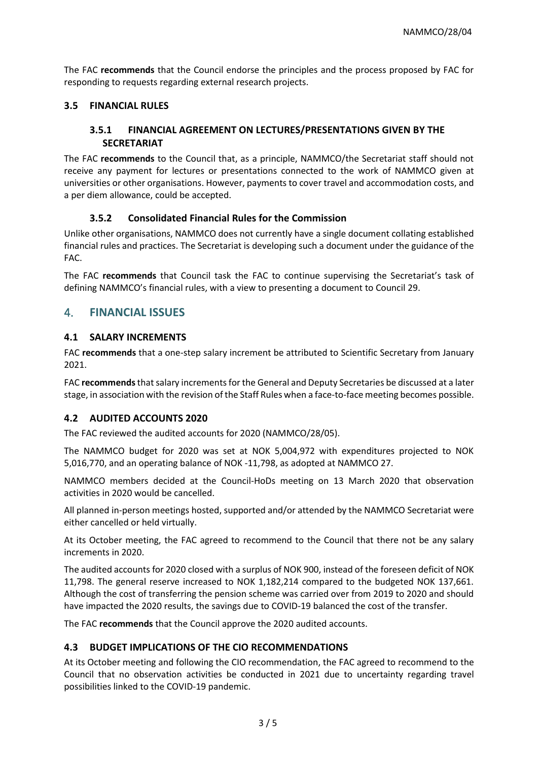The FAC **recommends** that the Council endorse the principles and the process proposed by FAC for responding to requests regarding external research projects.

### 3.5 FINANCIAL RULES

#### 3.5.1 FINANCIAL AGREEMENT ON LECTURES/PRESENTATIONS GIVEN BY THE SECRETARIAT

The FAC **recommends** to the Council that, as a principle, NAMMCO/the Secretariat staff should not receive any payment for lectures or presentations connected to the work of NAMMCO given at universities or other organisations. However, payments to cover travel and accommodation costs, and a per diem allowance, could be accepted.

#### 3.5.2 Consolidated Financial Rules for the Commission

Unlike other organisations, NAMMCO does not currently have a single document collating established financial rules and practices. The Secretariat is developing such a document under the guidance of the FAC.

The FAC **recommends** that Council task the FAC to continue supervising the Secretariat's task of defining NAMMCO's financial rules, with a view to presenting a document to Council 29.

## 4. FINANCIAL ISSUES

### 4.1 SALARY INCREMENTS

FAC **recommends** that a one-step salary increment be attributed to Scientific Secretary from January 2021.

FAC **recommends** that salary increments for the General and Deputy Secretaries be discussed at a later stage, in association with the revision of the Staff Rules when a face-to-face meeting becomes possible.

### 4.2 AUDITED ACCOUNTS 2020

The FAC reviewed the audited accounts for 2020 (NAMMCO/28/05).

The NAMMCO budget for 2020 was set at NOK 5,004,972 with expenditures projected to NOK 5,016,770, and an operating balance of NOK -11,798, as adopted at NAMMCO 27.

NAMMCO members decided at the Council-HoDs meeting on 13 March 2020 that observation activities in 2020 would be cancelled.

All planned in-person meetings hosted, supported and/or attended by the NAMMCO Secretariat were either cancelled or held virtually.

At its October meeting, the FAC agreed to recommend to the Council that there not be any salary increments in 2020.

The audited accounts for 2020 closed with a surplus of NOK 900, instead of the foreseen deficit of NOK 11,798. The general reserve increased to NOK 1,182,214 compared to the budgeted NOK 137,661. Although the cost of transferring the pension scheme was carried over from 2019 to 2020 and should have impacted the 2020 results, the savings due to COVID-19 balanced the cost of the transfer.

The FAC **recommends** that the Council approve the 2020 audited accounts.

### 4.3 BUDGET IMPLICATIONS OF THE CIO RECOMMENDATIONS

At its October meeting and following the CIO recommendation, the FAC agreed to recommend to the Council that no observation activities be conducted in 2021 due to uncertainty regarding travel possibilities linked to the COVID-19 pandemic.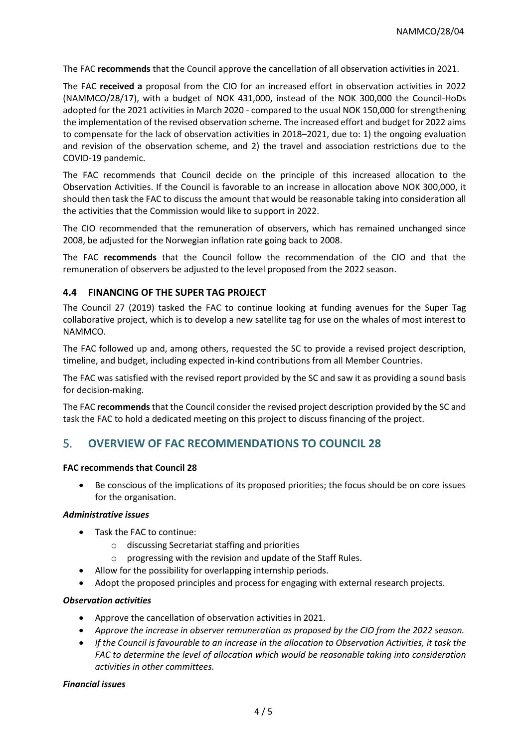The FAC **recommends** that the Council approve the cancellation of all observation activities in 2021.

The FAC **received a** proposal from the CIO for an increased effort in observation activities in 2022 (NAMMCO/28/17), with a budget of NOK 431,000, instead of the NOK 300,000 the Council-HoDs adopted for the 2021 activities in March 2020 - compared to the usual NOK 150,000 for strengthening the implementation of the revised observation scheme. The increased effort and budget for 2022 aims to compensate for the lack of observation activities in 2018–2021, due to: 1) the ongoing evaluation and revision of the observation scheme, and 2) the travel and association restrictions due to the COVID-19 pandemic.

The FAC recommends that Council decide on the principle of this increased allocation to the Observation Activities. If the Council is favorable to an increase in allocation above NOK 300,000, it should then task the FAC to discuss the amount that would be reasonable taking into consideration all the activities that the Commission would like to support in 2022.

The CIO recommended that the remuneration of observers, which has remained unchanged since 2008, be adjusted for the Norwegian inflation rate going back to 2008.

The FAC **recommends** that the Council follow the recommendation of the CIO and that the remuneration of observers be adjusted to the level proposed from the 2022 season.

### 4.4 FINANCING OF THE SUPER TAG PROJECT

The Council 27 (2019) tasked the FAC to continue looking at funding avenues for the Super Tag collaborative project, which is to develop a new satellite tag for use on the whales of most interest to NAMMCO.

The FAC followed up and, among others, requested the SC to provide a revised project description, timeline, and budget, including expected in-kind contributions from all Member Countries.

The FAC was satisfied with the revised report provided by the SC and saw it as providing a sound basis for decision-making.

The FAC **recommends** that the Council consider the revised project description provided by the SC and task the FAC to hold a dedicated meeting on this project to discuss financing of the project.

## 5. OVERVIEW OF FAC RECOMMENDATIONS TO COUNCIL 28

**FAC recommends that Council 28**

- Be conscious of the implications of its proposed priorities; the focus should be on core issues for the organisation.

***Administrative issues***

- Task the FAC to continue:
  - discussing Secretariat staffing and priorities
  - progressing with the revision and update of the Staff Rules.
- Allow for the possibility for overlapping internship periods.
- Adopt the proposed principles and process for engaging with external research projects.

***Observation activities***

- Approve the cancellation of observation activities in 2021.
- *Approve the increase in observer remuneration as proposed by the CIO from the 2022 season.*
- *If the Council is favourable to an increase in the allocation to Observation Activities, it task the FAC to determine the level of allocation which would be reasonable taking into consideration activities in other committees.*

***Financial issues***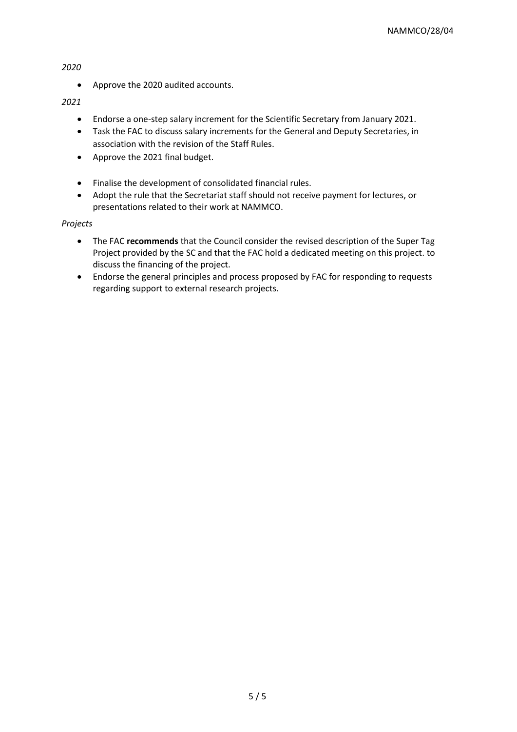*2020*

- Approve the 2020 audited accounts.

*2021*

- Endorse a one-step salary increment for the Scientific Secretary from January 2021.
- Task the FAC to discuss salary increments for the General and Deputy Secretaries, in association with the revision of the Staff Rules.
- Approve the 2021 final budget.

- Finalise the development of consolidated financial rules.
- Adopt the rule that the Secretariat staff should not receive payment for lectures, or presentations related to their work at NAMMCO.

*Projects*

- The FAC **recommends** that the Council consider the revised description of the Super Tag Project provided by the SC and that the FAC hold a dedicated meeting on this project. to discuss the financing of the project.
- Endorse the general principles and process proposed by FAC for responding to requests regarding support to external research projects.